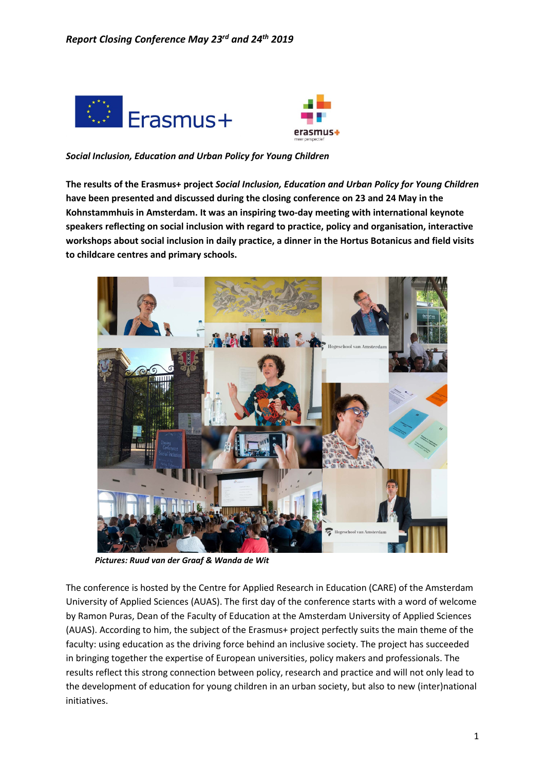*Report Closing Conference May 23rd and 24th 2019*

*Social Inclusion, Education and Urban Policy for Young Children*

**The results of the Erasmus+ project *Social Inclusion, Education and Urban Policy for Young Children* have been presented and discussed during the closing conference on 23 and 24 May in the Kohnstammhuis in Amsterdam. It was an inspiring two-day meeting with international keynote speakers reflecting on social inclusion with regard to practice, policy and organisation, interactive workshops about social inclusion in daily practice, a dinner in the Hortus Botanicus and field visits to childcare centres and primary schools.**

***Pictures: Ruud van der Graaf & Wanda de Wit***

The conference is hosted by the Centre for Applied Research in Education (CARE) of the Amsterdam University of Applied Sciences (AUAS). The first day of the conference starts with a word of welcome by Ramon Puras, Dean of the Faculty of Education at the Amsterdam University of Applied Sciences (AUAS). According to him, the subject of the Erasmus+ project perfectly suits the main theme of the faculty: using education as the driving force behind an inclusive society. The project has succeeded in bringing together the expertise of European universities, policy makers and professionals. The results reflect this strong connection between policy, research and practice and will not only lead to the development of education for young children in an urban society, but also to new (inter)national initiatives.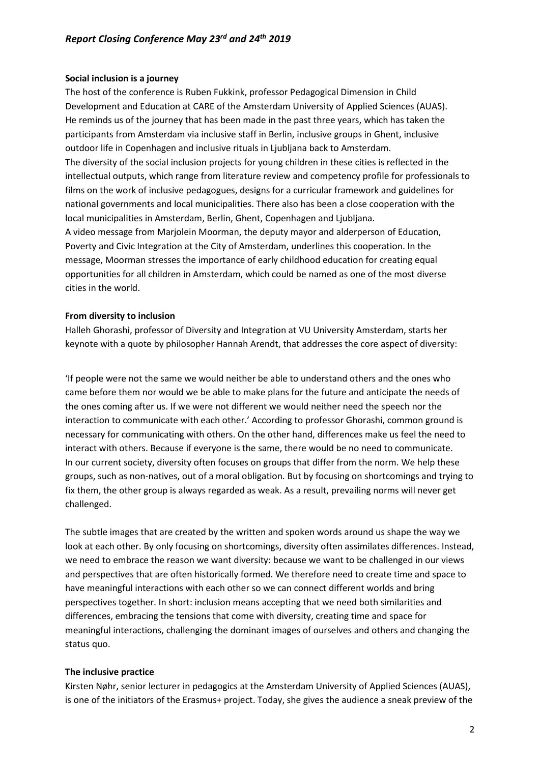**Social inclusion is a journey**

The host of the conference is Ruben Fukkink, professor Pedagogical Dimension in Child Development and Education at CARE of the Amsterdam University of Applied Sciences (AUAS). He reminds us of the journey that has been made in the past three years, which has taken the participants from Amsterdam via inclusive staff in Berlin, inclusive groups in Ghent, inclusive outdoor life in Copenhagen and inclusive rituals in Ljubljana back to Amsterdam.

The diversity of the social inclusion projects for young children in these cities is reflected in the intellectual outputs, which range from literature review and competency profile for professionals to films on the work of inclusive pedagogues, designs for a curricular framework and guidelines for national governments and local municipalities. There also has been a close cooperation with the local municipalities in Amsterdam, Berlin, Ghent, Copenhagen and Ljubljana.

A video message from Marjolein Moorman, the deputy mayor and alderperson of Education, Poverty and Civic Integration at the City of Amsterdam, underlines this cooperation. In the message, Moorman stresses the importance of early childhood education for creating equal opportunities for all children in Amsterdam, which could be named as one of the most diverse cities in the world.

**From diversity to inclusion**

Halleh Ghorashi, professor of Diversity and Integration at VU University Amsterdam, starts her keynote with a quote by philosopher Hannah Arendt, that addresses the core aspect of diversity:

'If people were not the same we would neither be able to understand others and the ones who came before them nor would we be able to make plans for the future and anticipate the needs of the ones coming after us. If we were not different we would neither need the speech nor the interaction to communicate with each other.' According to professor Ghorashi, common ground is necessary for communicating with others. On the other hand, differences make us feel the need to interact with others. Because if everyone is the same, there would be no need to communicate.

In our current society, diversity often focuses on groups that differ from the norm. We help these groups, such as non-natives, out of a moral obligation. But by focusing on shortcomings and trying to fix them, the other group is always regarded as weak. As a result, prevailing norms will never get challenged.

The subtle images that are created by the written and spoken words around us shape the way we look at each other. By only focusing on shortcomings, diversity often assimilates differences. Instead, we need to embrace the reason we want diversity: because we want to be challenged in our views and perspectives that are often historically formed. We therefore need to create time and space to have meaningful interactions with each other so we can connect different worlds and bring perspectives together. In short: inclusion means accepting that we need both similarities and differences, embracing the tensions that come with diversity, creating time and space for meaningful interactions, challenging the dominant images of ourselves and others and changing the status quo.

**The inclusive practice**

Kirsten Nøhr, senior lecturer in pedagogics at the Amsterdam University of Applied Sciences (AUAS), is one of the initiators of the Erasmus+ project. Today, she gives the audience a sneak preview of the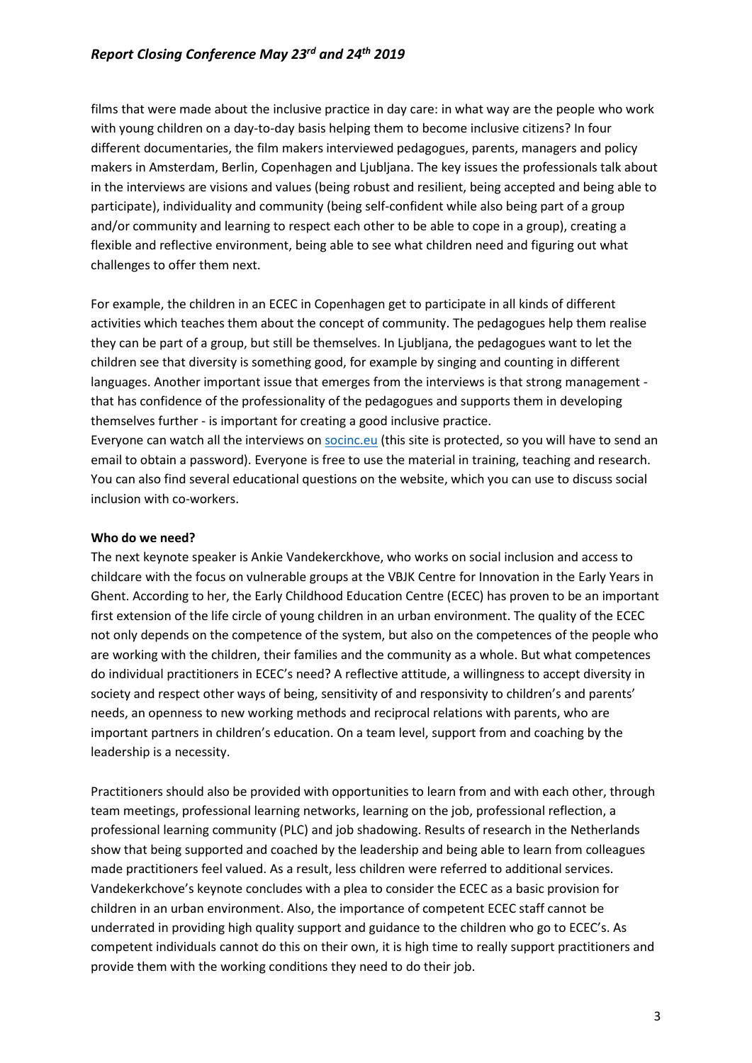films that were made about the inclusive practice in day care: in what way are the people who work with young children on a day-to-day basis helping them to become inclusive citizens? In four different documentaries, the film makers interviewed pedagogues, parents, managers and policy makers in Amsterdam, Berlin, Copenhagen and Ljubljana. The key issues the professionals talk about in the interviews are visions and values (being robust and resilient, being accepted and being able to participate), individuality and community (being self-confident while also being part of a group and/or community and learning to respect each other to be able to cope in a group), creating a flexible and reflective environment, being able to see what children need and figuring out what challenges to offer them next.

For example, the children in an ECEC in Copenhagen get to participate in all kinds of different activities which teaches them about the concept of community. The pedagogues help them realise they can be part of a group, but still be themselves. In Ljubljana, the pedagogues want to let the children see that diversity is something good, for example by singing and counting in different languages. Another important issue that emerges from the interviews is that strong management - that has confidence of the professionality of the pedagogues and supports them in developing themselves further - is important for creating a good inclusive practice.
Everyone can watch all the interviews on [socinc.eu](socinc.eu) (this site is protected, so you will have to send an email to obtain a password). Everyone is free to use the material in training, teaching and research. You can also find several educational questions on the website, which you can use to discuss social inclusion with co-workers.

**Who do we need?**
The next keynote speaker is Ankie Vandekerckhove, who works on social inclusion and access to childcare with the focus on vulnerable groups at the VBJK Centre for Innovation in the Early Years in Ghent. According to her, the Early Childhood Education Centre (ECEC) has proven to be an important first extension of the life circle of young children in an urban environment. The quality of the ECEC not only depends on the competence of the system, but also on the competences of the people who are working with the children, their families and the community as a whole. But what competences do individual practitioners in ECEC's need? A reflective attitude, a willingness to accept diversity in society and respect other ways of being, sensitivity of and responsivity to children's and parents' needs, an openness to new working methods and reciprocal relations with parents, who are important partners in children's education. On a team level, support from and coaching by the leadership is a necessity.

Practitioners should also be provided with opportunities to learn from and with each other, through team meetings, professional learning networks, learning on the job, professional reflection, a professional learning community (PLC) and job shadowing. Results of research in the Netherlands show that being supported and coached by the leadership and being able to learn from colleagues made practitioners feel valued. As a result, less children were referred to additional services. Vandekerkchove's keynote concludes with a plea to consider the ECEC as a basic provision for children in an urban environment. Also, the importance of competent ECEC staff cannot be underrated in providing high quality support and guidance to the children who go to ECEC's. As competent individuals cannot do this on their own, it is high time to really support practitioners and provide them with the working conditions they need to do their job.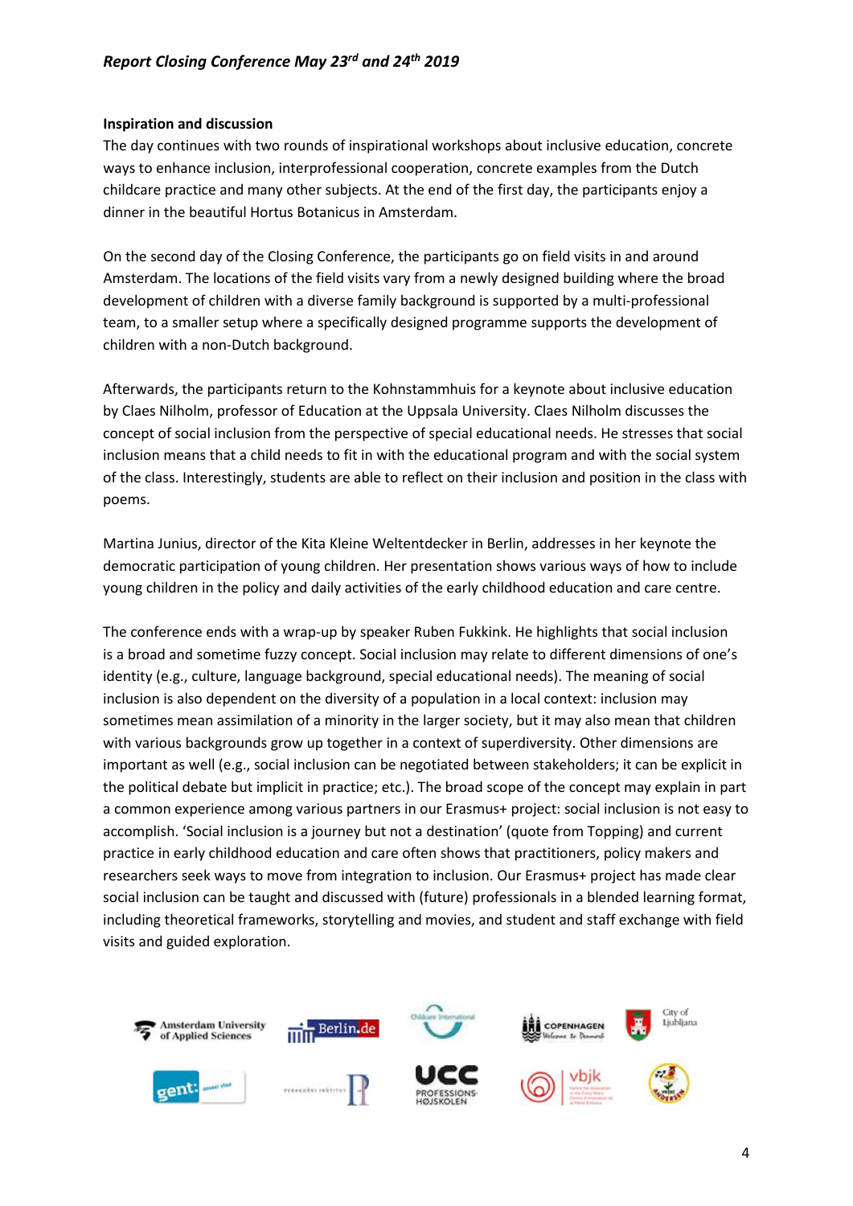### Inspiration and discussion

The day continues with two rounds of inspirational workshops about inclusive education, concrete ways to enhance inclusion, interprofessional cooperation, concrete examples from the Dutch childcare practice and many other subjects. At the end of the first day, the participants enjoy a dinner in the beautiful Hortus Botanicus in Amsterdam.

On the second day of the Closing Conference, the participants go on field visits in and around Amsterdam. The locations of the field visits vary from a newly designed building where the broad development of children with a diverse family background is supported by a multi-professional team, to a smaller setup where a specifically designed programme supports the development of children with a non-Dutch background.

Afterwards, the participants return to the Kohnstammhuis for a keynote about inclusive education by Claes Nilholm, professor of Education at the Uppsala University. Claes Nilholm discusses the concept of social inclusion from the perspective of special educational needs. He stresses that social inclusion means that a child needs to fit in with the educational program and with the social system of the class. Interestingly, students are able to reflect on their inclusion and position in the class with poems.

Martina Junius, director of the Kita Kleine Weltentdecker in Berlin, addresses in her keynote the democratic participation of young children. Her presentation shows various ways of how to include young children in the policy and daily activities of the early childhood education and care centre.

The conference ends with a wrap-up by speaker Ruben Fukkink. He highlights that social inclusion is a broad and sometime fuzzy concept. Social inclusion may relate to different dimensions of one's identity (e.g., culture, language background, special educational needs). The meaning of social inclusion is also dependent on the diversity of a population in a local context: inclusion may sometimes mean assimilation of a minority in the larger society, but it may also mean that children with various backgrounds grow up together in a context of superdiversity. Other dimensions are important as well (e.g., social inclusion can be negotiated between stakeholders; it can be explicit in the political debate but implicit in practice; etc.). The broad scope of the concept may explain in part a common experience among various partners in our Erasmus+ project: social inclusion is not easy to accomplish. 'Social inclusion is a journey but not a destination' (quote from Topping) and current practice in early childhood education and care often shows that practitioners, policy makers and researchers seek ways to move from integration to inclusion. Our Erasmus+ project has made clear social inclusion can be taught and discussed with (future) professionals in a blended learning format, including theoretical frameworks, storytelling and movies, and student and staff exchange with field visits and guided exploration.